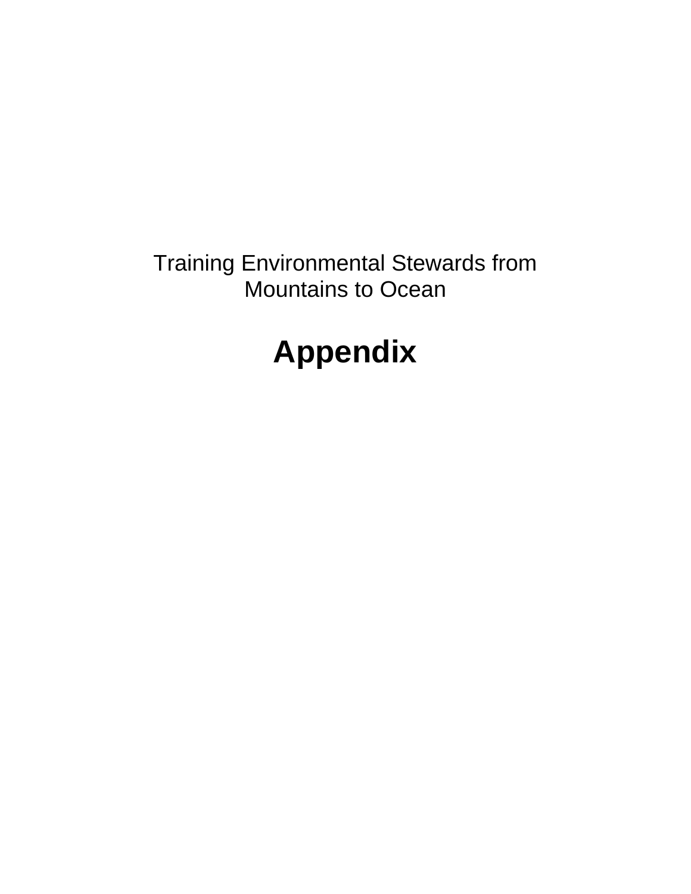Training Environmental Stewards from Mountains to Ocean

# Appendix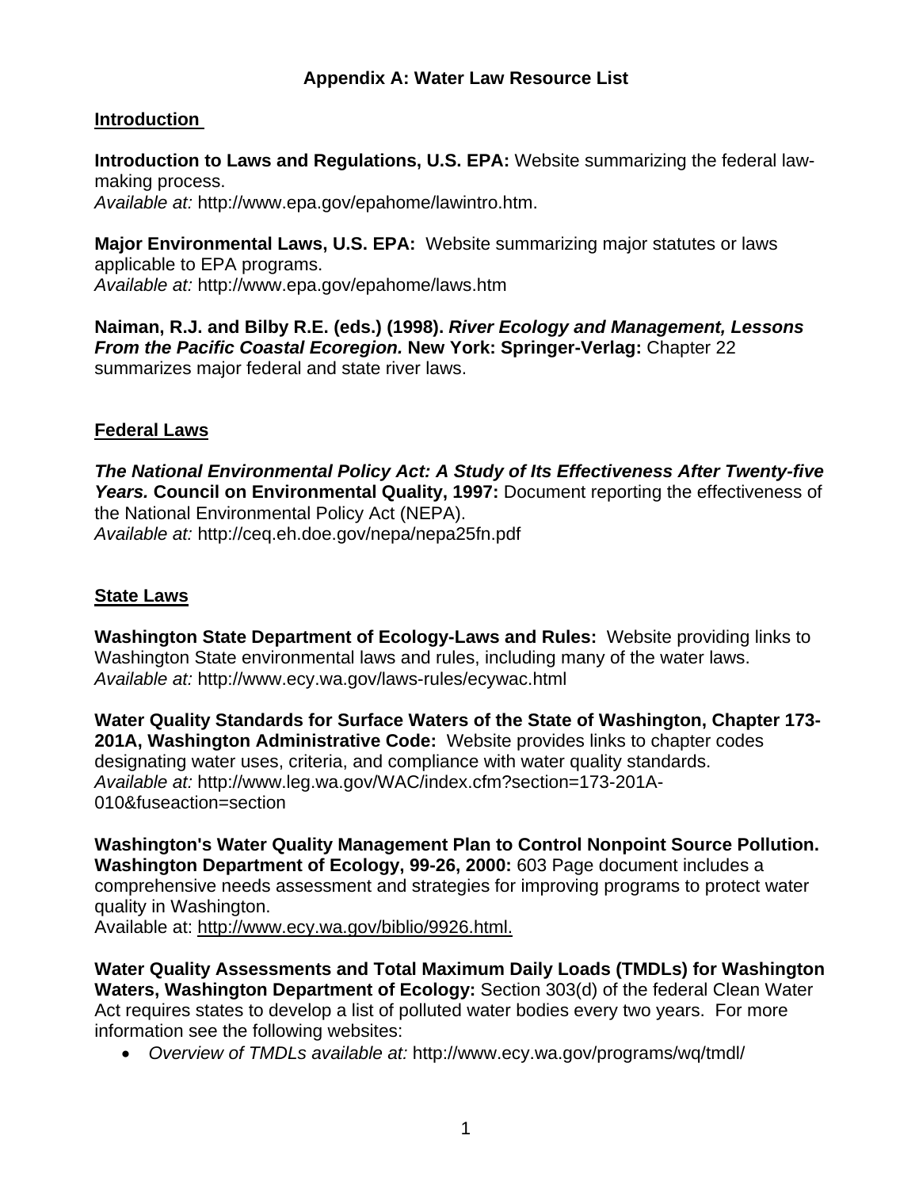## Appendix A: Water Law Resource List

### Introduction

**Introduction to Laws and Regulations, U.S. EPA:** Website summarizing the federal law-making process.
*Available at:* http://www.epa.gov/epahome/lawintro.htm.

**Major Environmental Laws, U.S. EPA:** Website summarizing major statutes or laws applicable to EPA programs.
*Available at:* http://www.epa.gov/epahome/laws.htm

**Naiman, R.J. and Bilby R.E. (eds.) (1998). *River Ecology and Management, Lessons From the Pacific Coastal Ecoregion.* New York: Springer-Verlag:** Chapter 22 summarizes major federal and state river laws.

### Federal Laws

***The National Environmental Policy Act: A Study of Its Effectiveness After Twenty-five Years.* Council on Environmental Quality, 1997:** Document reporting the effectiveness of the National Environmental Policy Act (NEPA).
*Available at:* http://ceq.eh.doe.gov/nepa/nepa25fn.pdf

### State Laws

**Washington State Department of Ecology-Laws and Rules:** Website providing links to Washington State environmental laws and rules, including many of the water laws.
*Available at:* http://www.ecy.wa.gov/laws-rules/ecywac.html

**Water Quality Standards for Surface Waters of the State of Washington, Chapter 173-201A, Washington Administrative Code:** Website provides links to chapter codes designating water uses, criteria, and compliance with water quality standards.
*Available at:* http://www.leg.wa.gov/WAC/index.cfm?section=173-201A-010&fuseaction=section

**Washington's Water Quality Management Plan to Control Nonpoint Source Pollution. Washington Department of Ecology, 99-26, 2000:** 603 Page document includes a comprehensive needs assessment and strategies for improving programs to protect water quality in Washington.
Available at: http://www.ecy.wa.gov/biblio/9926.html.

**Water Quality Assessments and Total Maximum Daily Loads (TMDLs) for Washington Waters, Washington Department of Ecology:** Section 303(d) of the federal Clean Water Act requires states to develop a list of polluted water bodies every two years. For more information see the following websites:

- *Overview of TMDLs available at:* http://www.ecy.wa.gov/programs/wq/tmdl/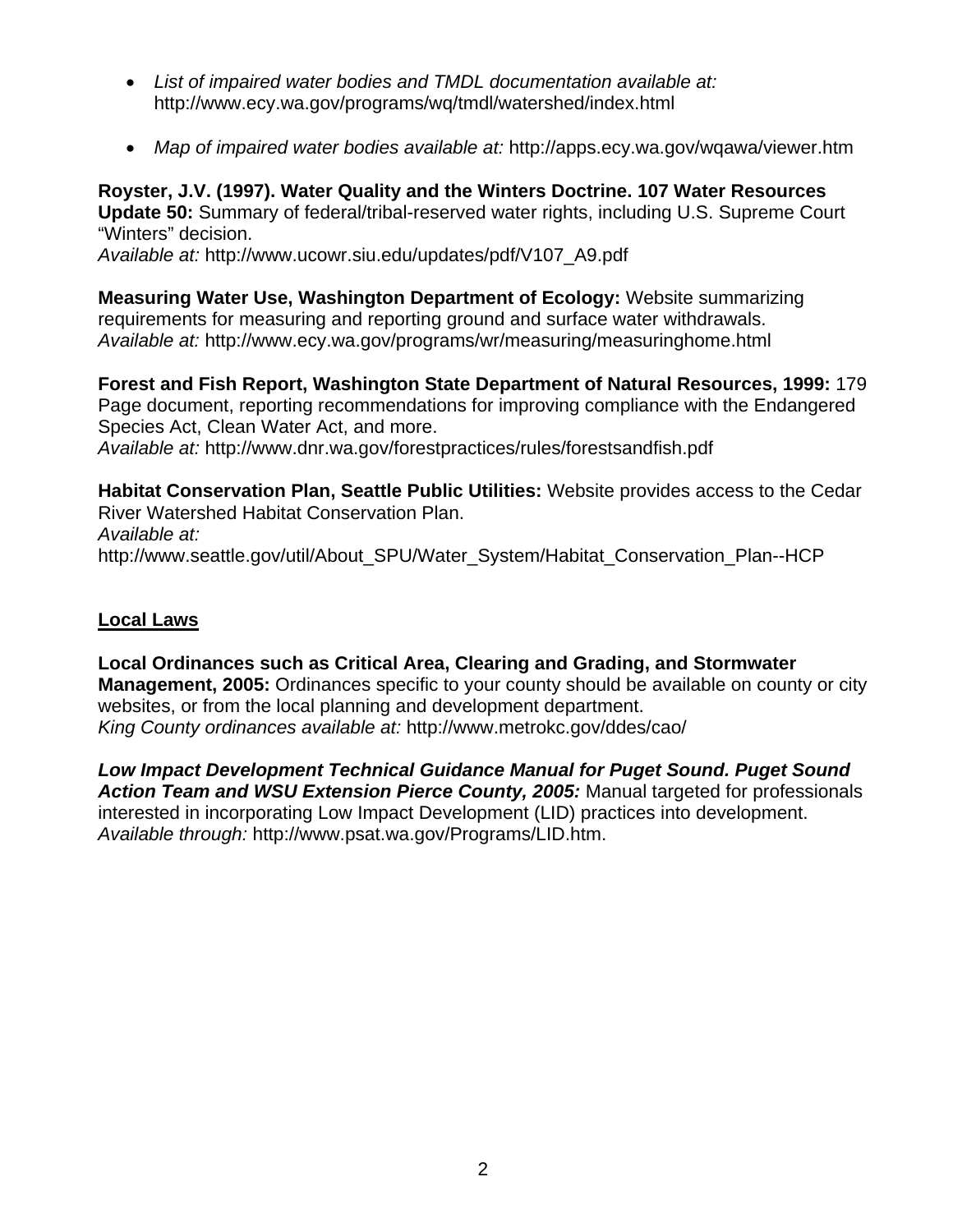- *List of impaired water bodies and TMDL documentation available at:* http://www.ecy.wa.gov/programs/wq/tmdl/watershed/index.html

- *Map of impaired water bodies available at:* http://apps.ecy.wa.gov/wqawa/viewer.htm

**Royster, J.V. (1997). Water Quality and the Winters Doctrine. 107 Water Resources Update 50:** Summary of federal/tribal-reserved water rights, including U.S. Supreme Court "Winters" decision.
*Available at:* http://www.ucowr.siu.edu/updates/pdf/V107_A9.pdf

**Measuring Water Use, Washington Department of Ecology:** Website summarizing requirements for measuring and reporting ground and surface water withdrawals.
*Available at:* http://www.ecy.wa.gov/programs/wr/measuring/measuringhome.html

**Forest and Fish Report, Washington State Department of Natural Resources, 1999:** 179 Page document, reporting recommendations for improving compliance with the Endangered Species Act, Clean Water Act, and more.
*Available at:* http://www.dnr.wa.gov/forestpractices/rules/forestsandfish.pdf

**Habitat Conservation Plan, Seattle Public Utilities:** Website provides access to the Cedar River Watershed Habitat Conservation Plan.
*Available at:*
http://www.seattle.gov/util/About_SPU/Water_System/Habitat_Conservation_Plan--HCP

## Local Laws

**Local Ordinances such as Critical Area, Clearing and Grading, and Stormwater Management, 2005:** Ordinances specific to your county should be available on county or city websites, or from the local planning and development department.
*King County ordinances available at:* http://www.metrokc.gov/ddes/cao/

***Low Impact Development Technical Guidance Manual for Puget Sound. Puget Sound Action Team and WSU Extension Pierce County, 2005:*** Manual targeted for professionals interested in incorporating Low Impact Development (LID) practices into development.
*Available through:* http://www.psat.wa.gov/Programs/LID.htm.